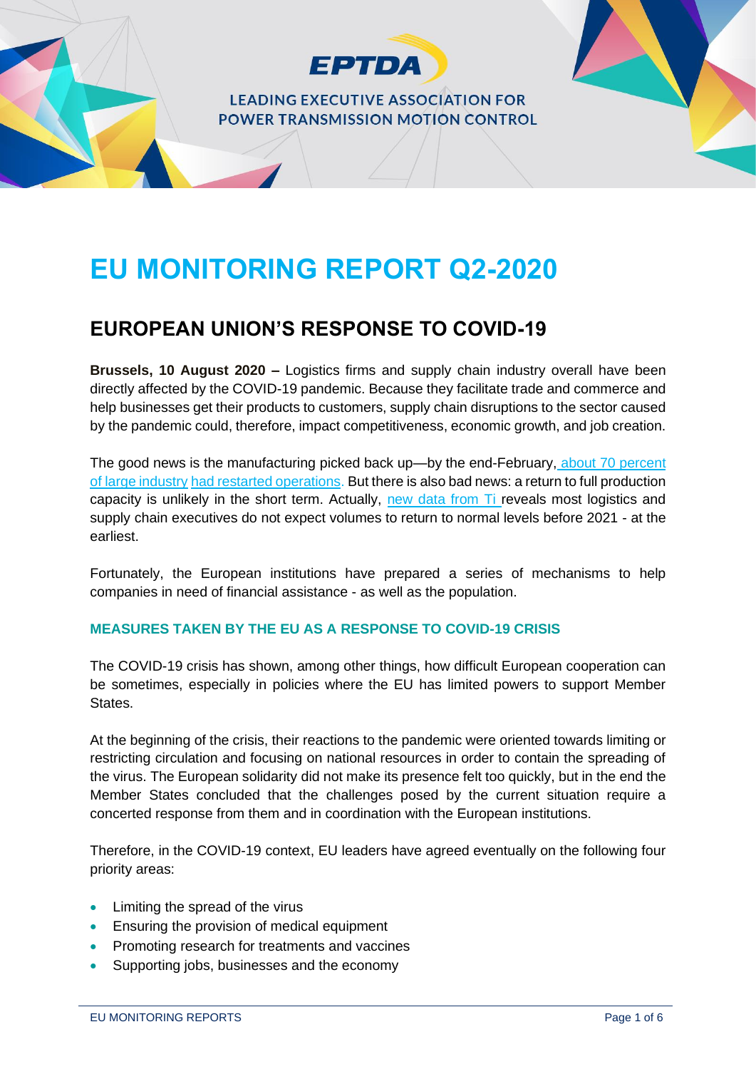EPTDA

LEADING EXECUTIVE ASSOCIATION FOR POWER TRANSMISSION MOTION CONTROL

# EU MONITORING REPORT Q2-2020

## EUROPEAN UNION'S RESPONSE TO COVID-19

**Brussels, 10 August 2020 –** Logistics firms and supply chain industry overall have been directly affected by the COVID-19 pandemic. Because they facilitate trade and commerce and help businesses get their products to customers, supply chain disruptions to the sector caused by the pandemic could, therefore, impact competitiveness, economic growth, and job creation.

The good news is the manufacturing picked back up—by the end-February, about 70 percent of large industry had restarted operations. But there is also bad news: a return to full production capacity is unlikely in the short term. Actually, new data from Ti reveals most logistics and supply chain executives do not expect volumes to return to normal levels before 2021 - at the earliest.

Fortunately, the European institutions have prepared a series of mechanisms to help companies in need of financial assistance - as well as the population.

### MEASURES TAKEN BY THE EU AS A RESPONSE TO COVID-19 CRISIS

The COVID-19 crisis has shown, among other things, how difficult European cooperation can be sometimes, especially in policies where the EU has limited powers to support Member States.

At the beginning of the crisis, their reactions to the pandemic were oriented towards limiting or restricting circulation and focusing on national resources in order to contain the spreading of the virus. The European solidarity did not make its presence felt too quickly, but in the end the Member States concluded that the challenges posed by the current situation require a concerted response from them and in coordination with the European institutions.

Therefore, in the COVID-19 context, EU leaders have agreed eventually on the following four priority areas:

- Limiting the spread of the virus
- Ensuring the provision of medical equipment
- Promoting research for treatments and vaccines
- Supporting jobs, businesses and the economy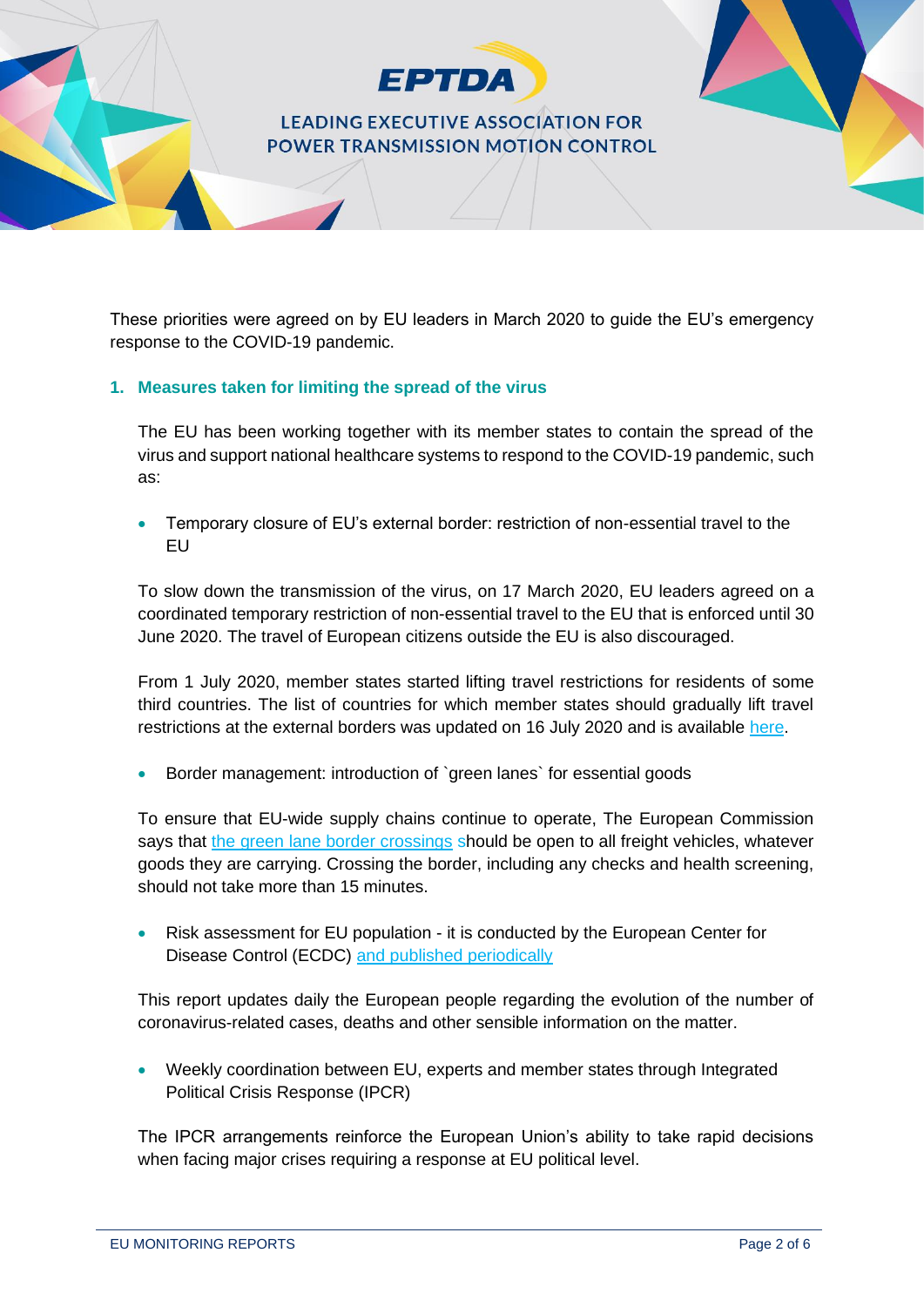These priorities were agreed on by EU leaders in March 2020 to guide the EU's emergency response to the COVID-19 pandemic.

## 1. Measures taken for limiting the spread of the virus

The EU has been working together with its member states to contain the spread of the virus and support national healthcare systems to respond to the COVID-19 pandemic, such as:

- Temporary closure of EU's external border: restriction of non-essential travel to the EU

To slow down the transmission of the virus, on 17 March 2020, EU leaders agreed on a coordinated temporary restriction of non-essential travel to the EU that is enforced until 30 June 2020. The travel of European citizens outside the EU is also discouraged.

From 1 July 2020, member states started lifting travel restrictions for residents of some third countries. The list of countries for which member states should gradually lift travel restrictions at the external borders was updated on 16 July 2020 and is available here.

- Border management: introduction of `green lanes` for essential goods

To ensure that EU-wide supply chains continue to operate, The European Commission says that the green lane border crossings should be open to all freight vehicles, whatever goods they are carrying. Crossing the border, including any checks and health screening, should not take more than 15 minutes.

- Risk assessment for EU population - it is conducted by the European Center for Disease Control (ECDC) and published periodically

This report updates daily the European people regarding the evolution of the number of coronavirus-related cases, deaths and other sensible information on the matter.

- Weekly coordination between EU, experts and member states through Integrated Political Crisis Response (IPCR)

The IPCR arrangements reinforce the European Union's ability to take rapid decisions when facing major crises requiring a response at EU political level.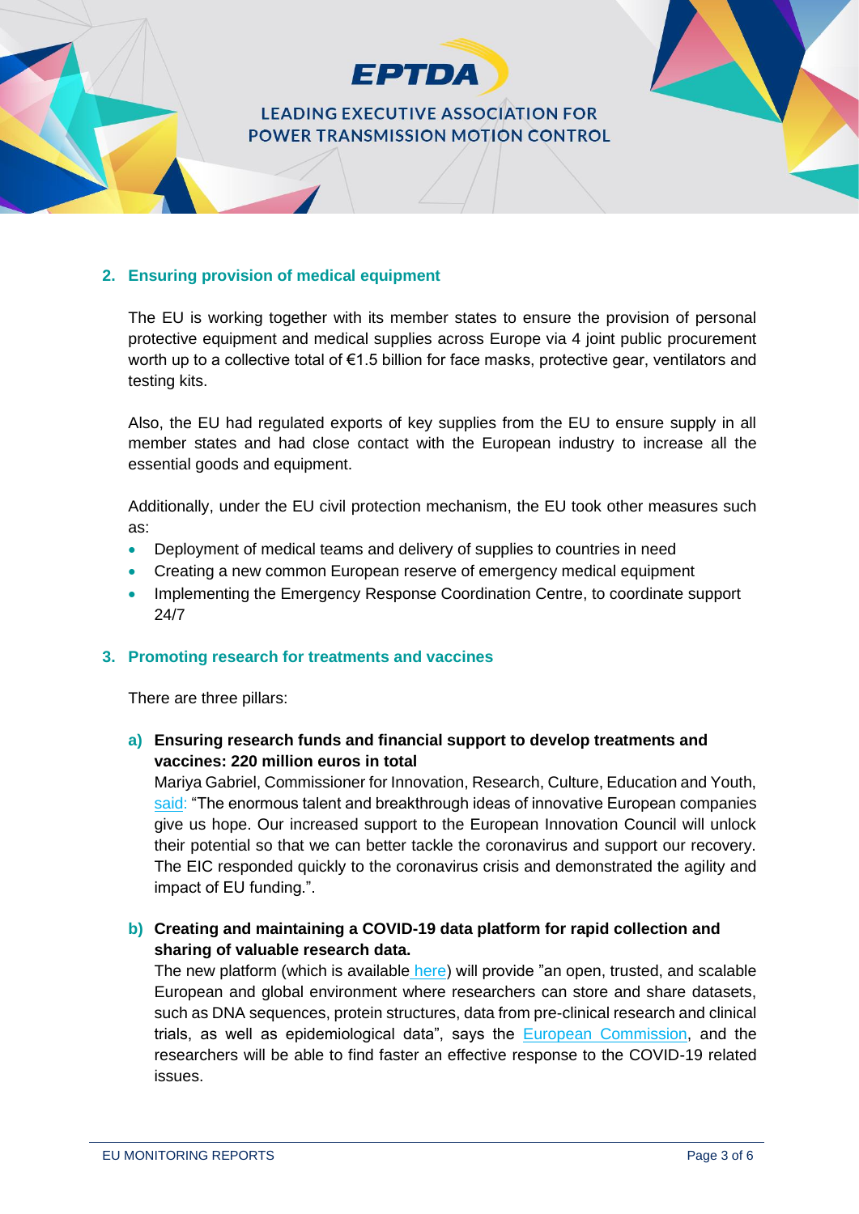## 2. Ensuring provision of medical equipment

The EU is working together with its member states to ensure the provision of personal protective equipment and medical supplies across Europe via 4 joint public procurement worth up to a collective total of €1.5 billion for face masks, protective gear, ventilators and testing kits.

Also, the EU had regulated exports of key supplies from the EU to ensure supply in all member states and had close contact with the European industry to increase all the essential goods and equipment.

Additionally, under the EU civil protection mechanism, the EU took other measures such as:

- Deployment of medical teams and delivery of supplies to countries in need
- Creating a new common European reserve of emergency medical equipment
- Implementing the Emergency Response Coordination Centre, to coordinate support 24/7

## 3. Promoting research for treatments and vaccines

There are three pillars:

**a) Ensuring research funds and financial support to develop treatments and vaccines: 220 million euros in total**

Mariya Gabriel, Commissioner for Innovation, Research, Culture, Education and Youth, said: "The enormous talent and breakthrough ideas of innovative European companies give us hope. Our increased support to the European Innovation Council will unlock their potential so that we can better tackle the coronavirus and support our recovery. The EIC responded quickly to the coronavirus crisis and demonstrated the agility and impact of EU funding.".

**b) Creating and maintaining a COVID-19 data platform for rapid collection and sharing of valuable research data.**

The new platform (which is available here) will provide "an open, trusted, and scalable European and global environment where researchers can store and share datasets, such as DNA sequences, protein structures, data from pre-clinical research and clinical trials, as well as epidemiological data", says the European Commission, and the researchers will be able to find faster an effective response to the COVID-19 related issues.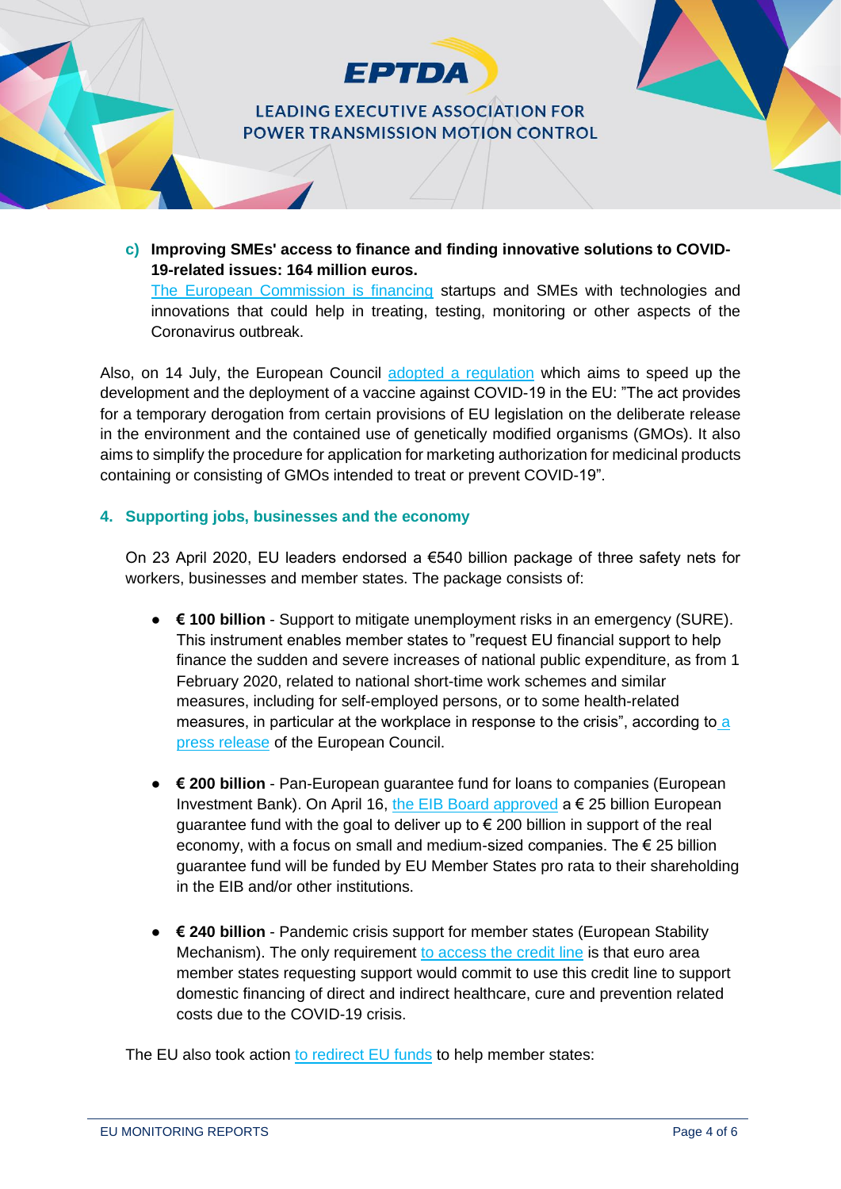c) **Improving SMEs' access to finance and finding innovative solutions to COVID-19-related issues: 164 million euros.**
The European Commission is financing startups and SMEs with technologies and innovations that could help in treating, testing, monitoring or other aspects of the Coronavirus outbreak.

Also, on 14 July, the European Council adopted a regulation which aims to speed up the development and the deployment of a vaccine against COVID-19 in the EU: "The act provides for a temporary derogation from certain provisions of EU legislation on the deliberate release in the environment and the contained use of genetically modified organisms (GMOs). It also aims to simplify the procedure for application for marketing authorization for medicinal products containing or consisting of GMOs intended to treat or prevent COVID-19".

## 4. Supporting jobs, businesses and the economy

On 23 April 2020, EU leaders endorsed a €540 billion package of three safety nets for workers, businesses and member states. The package consists of:

- **€ 100 billion** - Support to mitigate unemployment risks in an emergency (SURE). This instrument enables member states to "request EU financial support to help finance the sudden and severe increases of national public expenditure, as from 1 February 2020, related to national short-time work schemes and similar measures, including for self-employed persons, or to some health-related measures, in particular at the workplace in response to the crisis", according to a press release of the European Council.

- **€ 200 billion** - Pan-European guarantee fund for loans to companies (European Investment Bank). On April 16, the EIB Board approved a € 25 billion European guarantee fund with the goal to deliver up to € 200 billion in support of the real economy, with a focus on small and medium-sized companies. The € 25 billion guarantee fund will be funded by EU Member States pro rata to their shareholding in the EIB and/or other institutions.

- **€ 240 billion** - Pandemic crisis support for member states (European Stability Mechanism). The only requirement to access the credit line is that euro area member states requesting support would commit to use this credit line to support domestic financing of direct and indirect healthcare, cure and prevention related costs due to the COVID-19 crisis.

The EU also took action to redirect EU funds to help member states: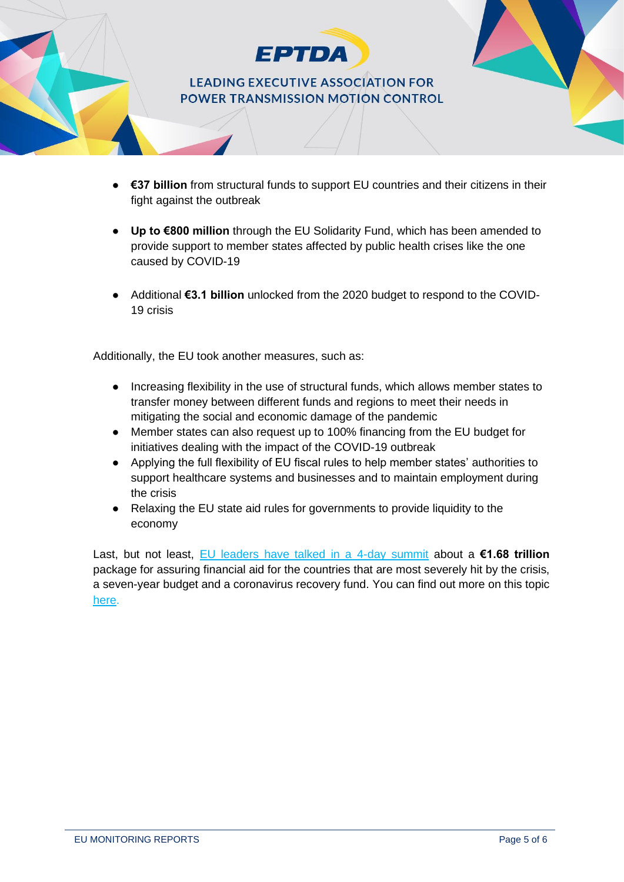- **€37 billion** from structural funds to support EU countries and their citizens in their fight against the outbreak

- **Up to €800 million** through the EU Solidarity Fund, which has been amended to provide support to member states affected by public health crises like the one caused by COVID-19

- Additional **€3.1 billion** unlocked from the 2020 budget to respond to the COVID-19 crisis

Additionally, the EU took another measures, such as:

- Increasing flexibility in the use of structural funds, which allows member states to transfer money between different funds and regions to meet their needs in mitigating the social and economic damage of the pandemic
- Member states can also request up to 100% financing from the EU budget for initiatives dealing with the impact of the COVID-19 outbreak
- Applying the full flexibility of EU fiscal rules to help member states' authorities to support healthcare systems and businesses and to maintain employment during the crisis
- Relaxing the EU state aid rules for governments to provide liquidity to the economy

Last, but not least, EU leaders have talked in a 4-day summit about a **€1.68 trillion** package for assuring financial aid for the countries that are most severely hit by the crisis, a seven-year budget and a coronavirus recovery fund. You can find out more on this topic here.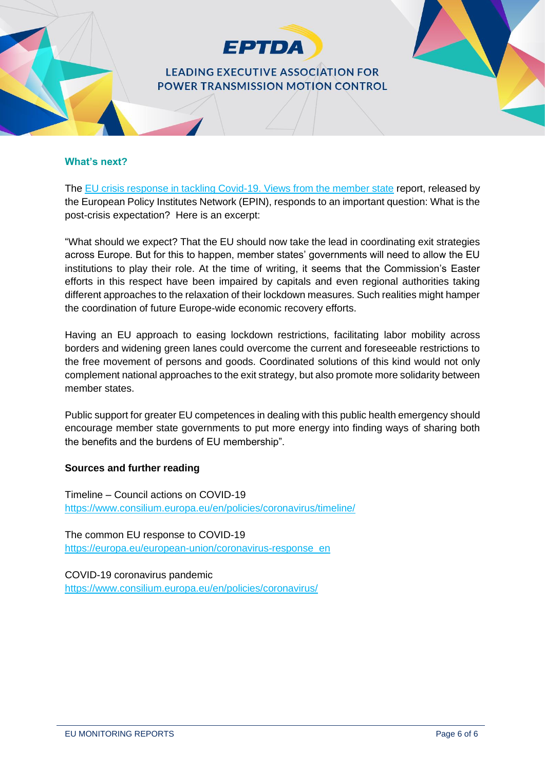### What's next?

The EU crisis response in tackling Covid-19. Views from the member state report, released by the European Policy Institutes Network (EPIN), responds to an important question: What is the post-crisis expectation? Here is an excerpt:

"What should we expect? That the EU should now take the lead in coordinating exit strategies across Europe. But for this to happen, member states' governments will need to allow the EU institutions to play their role. At the time of writing, it seems that the Commission's Easter efforts in this respect have been impaired by capitals and even regional authorities taking different approaches to the relaxation of their lockdown measures. Such realities might hamper the coordination of future Europe-wide economic recovery efforts.

Having an EU approach to easing lockdown restrictions, facilitating labor mobility across borders and widening green lanes could overcome the current and foreseeable restrictions to the free movement of persons and goods. Coordinated solutions of this kind would not only complement national approaches to the exit strategy, but also promote more solidarity between member states.

Public support for greater EU competences in dealing with this public health emergency should encourage member state governments to put more energy into finding ways of sharing both the benefits and the burdens of EU membership".

**Sources and further reading**

Timeline – Council actions on COVID-19
https://www.consilium.europa.eu/en/policies/coronavirus/timeline/

The common EU response to COVID-19
https://europa.eu/european-union/coronavirus-response_en

COVID-19 coronavirus pandemic
https://www.consilium.europa.eu/en/policies/coronavirus/